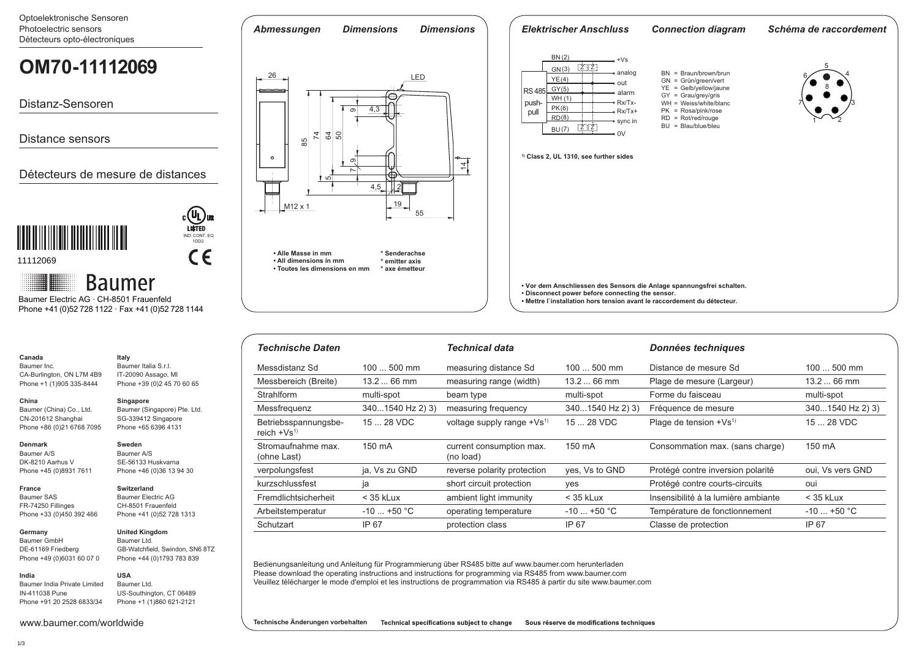Optoelektronische Sensoren
Photoelectric sensors
Détecteurs opto-électroniques

# OM70-11112069

## Distanz-Sensoren

## Distance sensors

## Détecteurs de mesure de distances

11112069

Baumer

Baumer Electric AG · CH-8501 Frauenfeld
Phone +41 (0)52 728 1122 · Fax +41 (0)52 728 1144

## *Abmessungen* *Dimensions* *Dimensions*

26, LED, 85, 74, 64, 50, 9, 4,3, 9, 7, 5, 4,5, 2, 14, M12 x 1, 19, 55

- Alle Masse in mm
- All dimensions in mm
- Toutes les dimensions en mm

\* Senderachse
\* emitter axis
\* axe émetteur

## *Elektrischer Anschluss* *Connection diagram* *Schéma de raccordement*

BN (2) +Vs
GN (3) analog
YE (4) out
GY (5) alarm
WH (1) Rx/Tx-
PK (6) Rx/Tx+
RD (8) sync in
BU (7) 0V

RS 485 push-pull

BN = Braun/brown/brun
GN = Grün/green/vert
YE = Gelb/yellow/jaune
GY = Grau/grey/gris
WH = Weiss/white/blanc
PK = Rosa/pink/rose
RD = Rot/red/rouge
BU = Blau/blue/bleu

1) **Class 2, UL 1310, see further sides**

- **Vor dem Anschliessen des Sensors die Anlage spannungsfrei schalten.**
- **Disconnect power before connecting the sensor.**
- **Mettre l´installation hors tension avant le raccordement du détecteur.**

| *Technische Daten* | | *Technical data* | | *Données techniques* | |
|---|---|---|---|---|---|
| Messdistanz Sd | 100 ... 500 mm | measuring distance Sd | 100 ... 500 mm | Distance de mesure Sd | 100 ... 500 mm |
| Messbereich (Breite) | 13.2 ... 66 mm | measuring range (width) | 13.2 ... 66 mm | Plage de mesure (Largeur) | 13.2 ... 66 mm |
| Strahlform | multi-spot | beam type | multi-spot | Forme du faisceau | multi-spot |
| Messfrequenz | 340...1540 Hz 2) 3) | measuring frequency | 340...1540 Hz 2) 3) | Fréquence de mesure | 340...1540 Hz 2) 3) |
| Betriebsspannungsbereich +Vs[1] | 15 ... 28 VDC | voltage supply range +Vs[1] | 15 ... 28 VDC | Plage de tension +Vs[1] | 15 ... 28 VDC |
| Stromaufnahme max. (ohne Last) | 150 mA | current consumption max. (no load) | 150 mA | Consommation max. (sans charge) | 150 mA |
| verpolungsfest | ja, Vs zu GND | reverse polarity protection | yes, Vs to GND | Protégé contre inversion polarité | oui, Vs vers GND |
| kurzschlussfest | ja | short circuit protection | yes | Protégé contre courts-circuits | oui |
| Fremdlichtsicherheit | < 35 kLux | ambient light immunity | < 35 kLux | Insensibilité à la lumière ambiante | < 35 kLux |
| Arbeitstemperatur | -10 ... +50 °C | operating temperature | -10 ... +50 °C | Température de fonctionnement | -10 ... +50 °C |
| Schutzart | IP 67 | protection class | IP 67 | Classe de protection | IP 67 |

Bedienungsanleitung und Anleitung für Programmierung über RS485 bitte auf www.baumer.com herunterladen
Please download the operating instructions and instructions for programming via RS485 from www.baumer.com
Veuillez télécharger le mode d'emploi et les instructions de programmation via RS485 à partir du site www.baumer.com

**Technische Änderungen vorbehalten** **Technical specifications subject to change** **Sous réserve de modifications techniques**

**Canada**
Baumer Inc.
CA-Burlington, ON L7M 4B9
Phone +1 (1)905 335-8444

**China**
Baumer (China) Co., Ltd.
CN-201612 Shanghai
Phone +86 (0)21 6768 7095

**Denmark**
Baumer A/S
DK-8210 Aarhus V
Phone +45 (0)8931 7611

**France**
Baumer SAS
FR-74250 Fillinges
Phone +33 (0)450 392 466

**Germany**
Baumer GmbH
DE-61169 Friedberg
Phone +49 (0)6031 60 07 0

**India**
Baumer India Private Limited
IN-411038 Pune
Phone +91 20 2528 6833/34

**Italy**
Baumer Italia S.r.l.
IT-20090 Assago, MI
Phone +39 (0)2 45 70 60 65

**Singapore**
Baumer (Singapore) Pte. Ltd.
SG-339412 Singapore
Phone +65 6396 4131

**Sweden**
Baumer A/S
SE-56133 Huskvarna
Phone +46 (0)36 13 94 30

**Switzerland**
Baumer Electric AG
CH-8501 Frauenfeld
Phone +41 (0)52 728 1313

**United Kingdom**
Baumer Ltd.
GB-Watchfield, Swindon, SN6 8TZ
Phone +44 (0)1793 783 839

**USA**
Baumer Ltd.
US-Southington, CT 06489
Phone +1 (1)860 621-2121

www.baumer.com/worldwide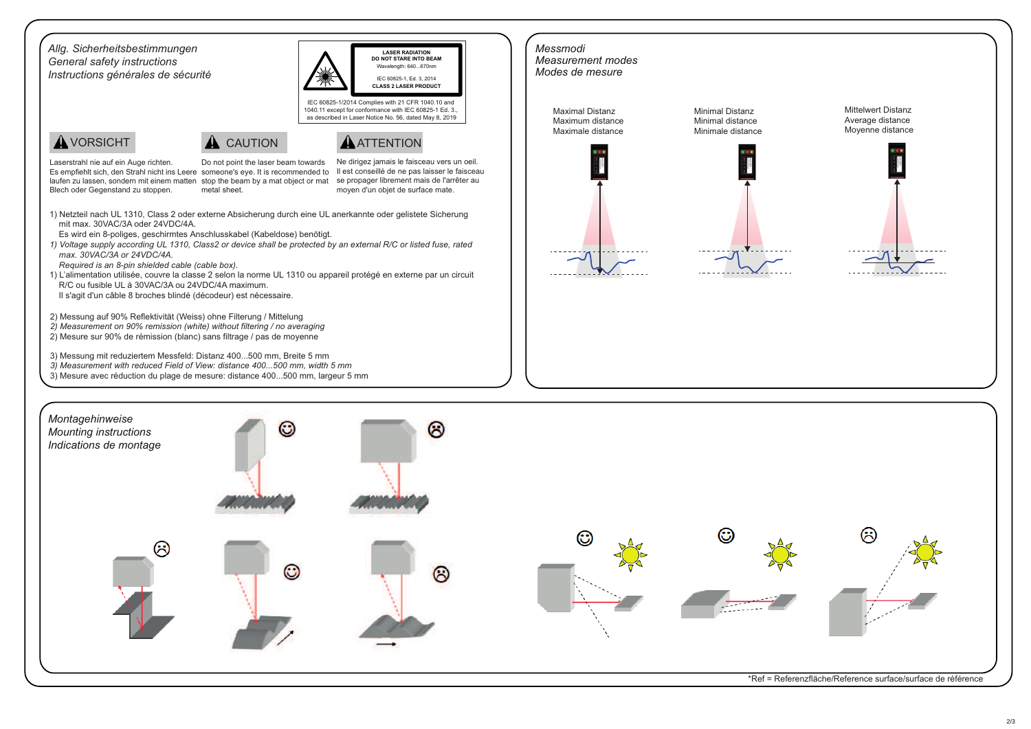## Allg. Sicherheitsbestimmungen
## General safety instructions
## Instructions générales de sécurité

LASER RADIATION
DO NOT STARE INTO BEAM
Wavelength: 640...670nm

IEC 60825-1, Ed. 3, 2014
CLASS 2 LASER PRODUCT

IEC 60825-1/2014 Complies with 21 CFR 1040.10 and 1040.11 except for conformance with IEC 60825-1 Ed. 3., as described in Laser Notice No. 56, dated May 8, 2019

**VORSICHT**

Laserstrahl nie auf ein Auge richten.
Es empfiehlt sich, den Strahl nicht ins Leere laufen zu lassen, sondern mit einem matten Blech oder Gegenstand zu stoppen.

**CAUTION**

Do not point the laser beam towards someone's eye. It is recommended to stop the beam by a mat object or mat metal sheet.

**ATTENTION**

Ne dirigez jamais le faisceau vers un oeil.
Il est conseillé de ne pas laisser le faisceau se propager librement mais de l'arrêter au moyen d'un objet de surface mate.

1) Netzteil nach UL 1310, Class 2 oder externe Absicherung durch eine UL anerkannte oder gelistete Sicherung mit max. 30VAC/3A oder 24VDC/4A.
Es wird ein 8-poliges, geschirmtes Anschlusskabel (Kabeldose) benötigt.
*1) Voltage supply according UL 1310, Class2 or device shall be protected by an external R/C or listed fuse, rated max. 30VAC/3A or 24VDC/4A.*
*Required is an 8-pin shielded cable (cable box).*
1) L'alimentation utilisée, couvre la classe 2 selon la norme UL 1310 ou appareil protégé en externe par un circuit R/C ou fusible UL à 30VAC/3A ou 24VDC/4A maximum.
Il s'agit d'un câble 8 broches blindé (décodeur) est nécessaire.

2) Messung auf 90% Reflektivität (Weiss) ohne Filterung / Mittelung
*2) Measurement on 90% remission (white) without filtering / no averaging*
2) Mesure sur 90% de rémission (blanc) sans filtrage / pas de moyenne

3) Messung mit reduziertem Messfeld: Distanz 400...500 mm, Breite 5 mm
*3) Measurement with reduced Field of View: distance 400...500 mm, width 5 mm*
3) Mesure avec réduction du plage de mesure: distance 400...500 mm, largeur 5 mm

## Messmodi
## Measurement modes
## Modes de mesure

Maximal Distanz
Maximum distance
Maximale distance

Minimal Distanz
Minimal distance
Minimale distance

Mittelwert Distanz
Average distance
Moyenne distance

## Montagehinweise
## Mounting instructions
## Indications de montage

*Ref = Referenzfläche/Reference surface/surface de référence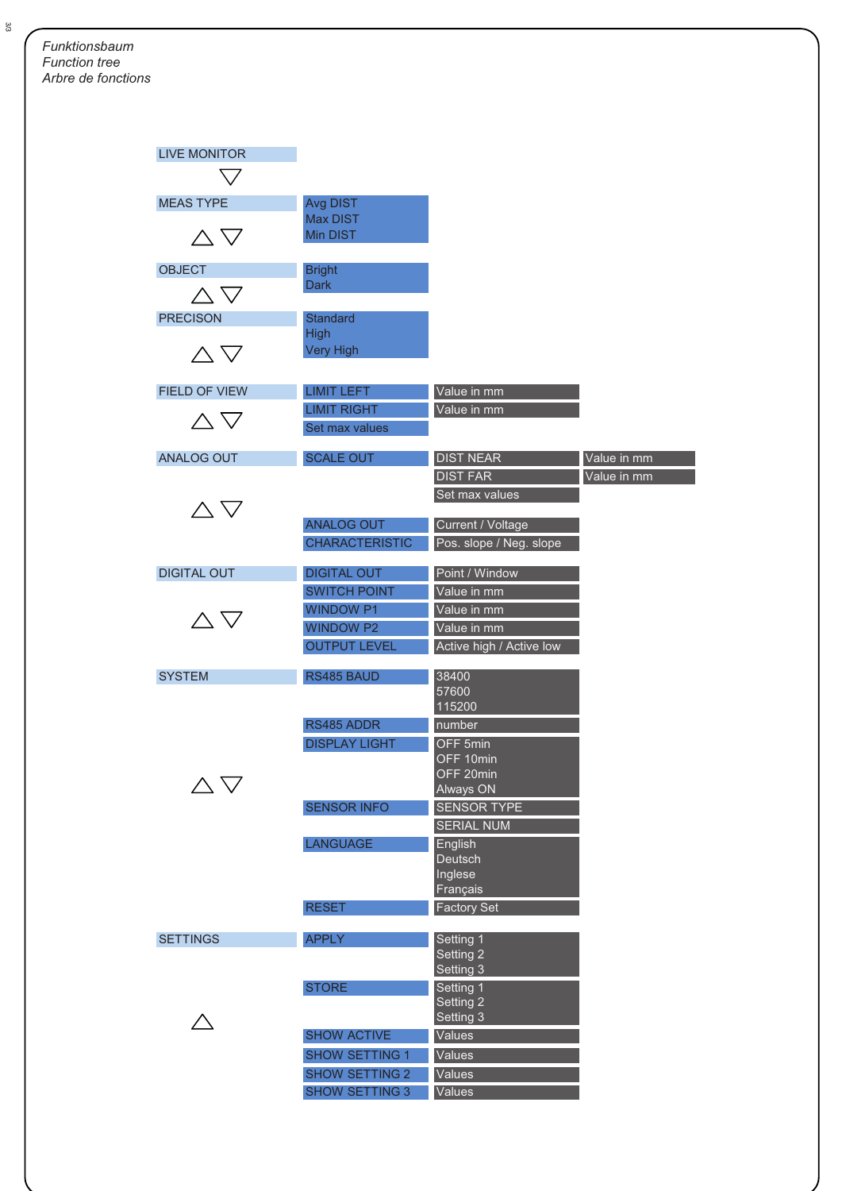*Funktionsbaum*
*Function tree*
*Arbre de fonctions*

| | | | |
|---|---|---|---|
| LIVE MONITOR | | | |
| MEAS TYPE | Avg DIST<br>Max DIST<br>Min DIST | | |
| OBJECT | Bright<br>Dark | | |
| PRECISON | Standard<br>High<br>Very High | | |
| FIELD OF VIEW | LIMIT LEFT | Value in mm | |
| | LIMIT RIGHT | Value in mm | |
| | Set max values | | |
| ANALOG OUT | SCALE OUT | DIST NEAR | Value in mm |
| | | DIST FAR | Value in mm |
| | | Set max values | |
| | ANALOG OUT | Current / Voltage | |
| | CHARACTERISTIC | Pos. slope / Neg. slope | |
| DIGITAL OUT | DIGITAL OUT | Point / Window | |
| | SWITCH POINT | Value in mm | |
| | WINDOW P1 | Value in mm | |
| | WINDOW P2 | Value in mm | |
| | OUTPUT LEVEL | Active high / Active low | |
| SYSTEM | RS485 BAUD | 38400<br>57600<br>115200 | |
| | RS485 ADDR | number | |
| | DISPLAY LIGHT | OFF 5min<br>OFF 10min<br>OFF 20min<br>Always ON | |
| | SENSOR INFO | SENSOR TYPE | |
| | | SERIAL NUM | |
| | LANGUAGE | English<br>Deutsch<br>Inglese<br>Français | |
| | RESET | Factory Set | |
| SETTINGS | APPLY | Setting 1<br>Setting 2<br>Setting 3 | |
| | STORE | Setting 1<br>Setting 2<br>Setting 3 | |
| | SHOW ACTIVE | Values | |
| | SHOW SETTING 1 | Values | |
| | SHOW SETTING 2 | Values | |
| | SHOW SETTING 3 | Values | |